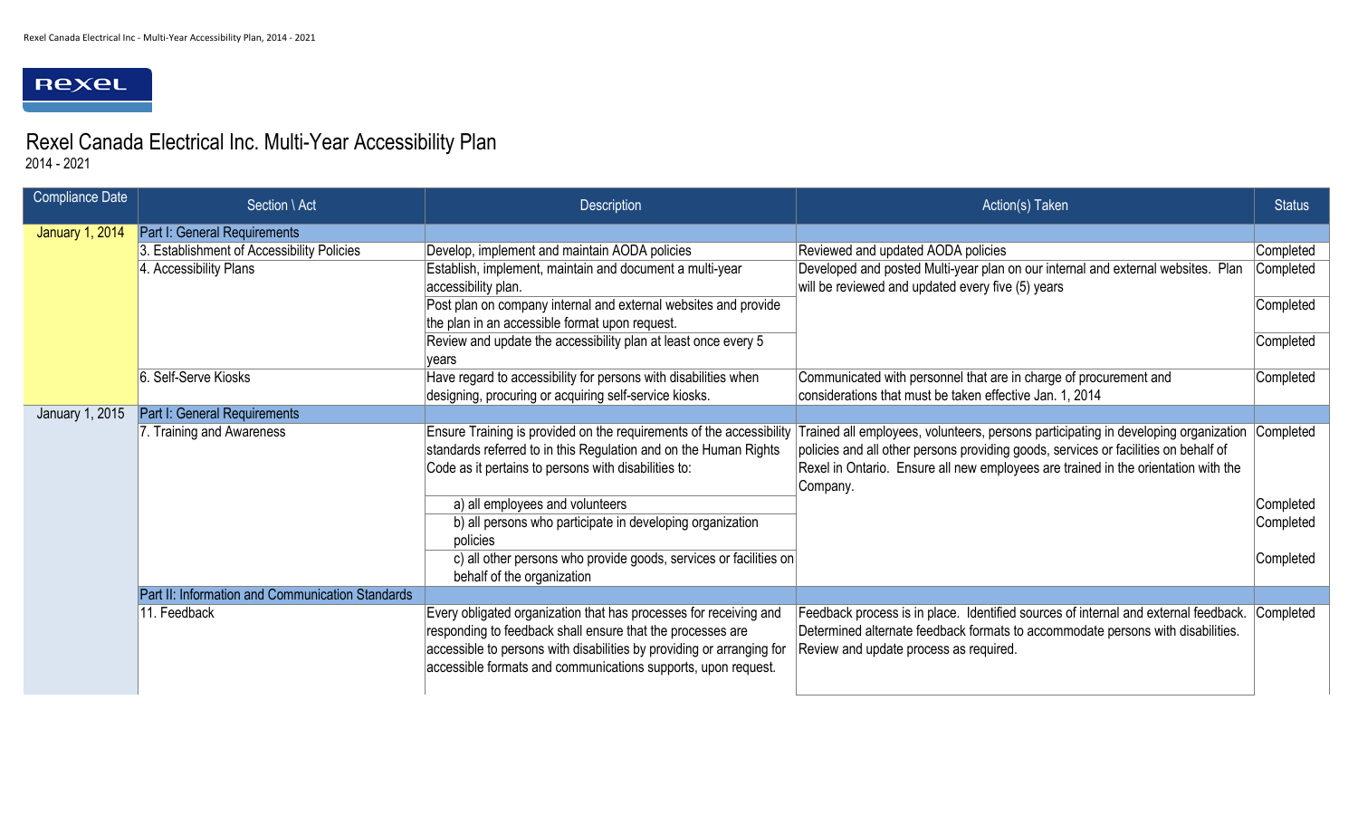# Rexel Canada Electrical Inc. Multi-Year Accessibility Plan

2014 - 2021

| Compliance Date | Section \ Act | Description | Action(s) Taken | Status |
|---|---|---|---|---|
| January 1, 2014 | Part I: General Requirements | | | |
| | 3. Establishment of Accessibility Policies | Develop, implement and maintain AODA policies | Reviewed and updated AODA policies | Completed |
| | 4. Accessibility Plans | Establish, implement, maintain and document a multi-year accessibility plan. | Developed and posted Multi-year plan on our internal and external websites. Plan will be reviewed and updated every five (5) years | Completed |
| | | Post plan on company internal and external websites and provide the plan in an accessible format upon request. | | Completed |
| | | Review and update the accessibility plan at least once every 5 years | | Completed |
| | 6. Self-Serve Kiosks | Have regard to accessibility for persons with disabilities when designing, procuring or acquiring self-service kiosks. | Communicated with personnel that are in charge of procurement and considerations that must be taken effective Jan. 1, 2014 | Completed |
| January 1, 2015 | Part I: General Requirements | | | |
| | 7. Training and Awareness | Ensure Training is provided on the requirements of the accessibility standards referred to in this Regulation and on the Human Rights Code as it pertains to persons with disabilities to: | Trained all employees, volunteers, persons participating in developing organization policies and all other persons providing goods, services or facilities on behalf of Rexel in Ontario. Ensure all new employees are trained in the orientation with the Company. | Completed |
| | | a) all employees and volunteers | | Completed |
| | | b) all persons who participate in developing organization policies | | Completed |
| | | c) all other persons who provide goods, services or facilities on behalf of the organization | | Completed |
| | Part II: Information and Communication Standards | | | |
| | 11. Feedback | Every obligated organization that has processes for receiving and responding to feedback shall ensure that the processes are accessible to persons with disabilities by providing or arranging for accessible formats and communications supports, upon request. | Feedback process is in place. Identified sources of internal and external feedback. Determined alternate feedback formats to accommodate persons with disabilities. Review and update process as required. | Completed |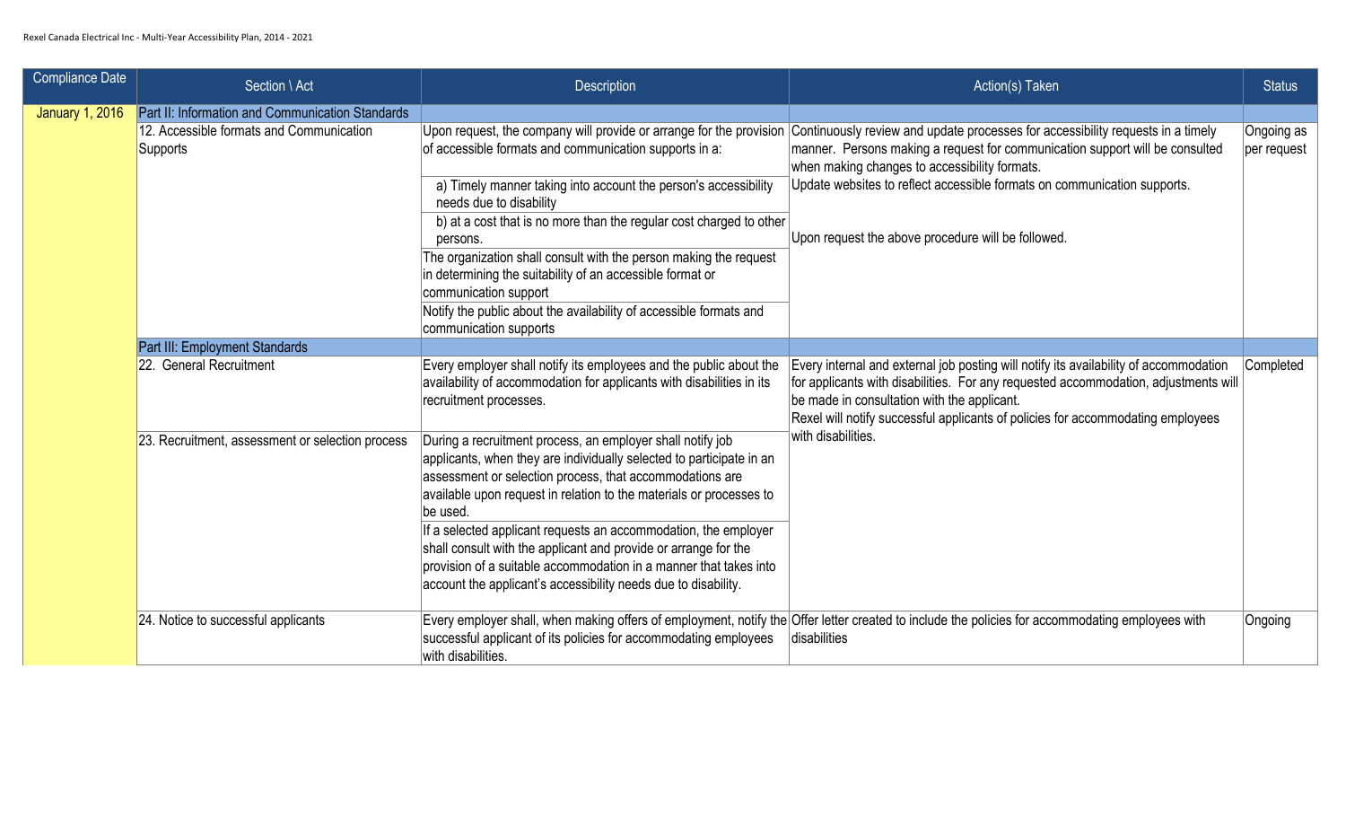| Compliance Date | Section \ Act | Description | Action(s) Taken | Status |
|---|---|---|---|---|
| January 1, 2016 | Part II: Information and Communication Standards | | | |
| | 12. Accessible formats and Communication Supports | Upon request, the company will provide or arrange for the provision of accessible formats and communication supports in a: | Continuously review and update processes for accessibility requests in a timely manner. Persons making a request for communication support will be consulted when making changes to accessibility formats. | Ongoing as per request |
| | | a) Timely manner taking into account the person's accessibility needs due to disability | Update websites to reflect accessible formats on communication supports. | |
| | | b) at a cost that is no more than the regular cost charged to other persons. | Upon request the above procedure will be followed. | |
| | | The organization shall consult with the person making the request in determining the suitability of an accessible format or communication support | | |
| | | Notify the public about the availability of accessible formats and communication supports | | |
| | Part III: Employment Standards | | | |
| | 22. General Recruitment | Every employer shall notify its employees and the public about the availability of accommodation for applicants with disabilities in its recruitment processes. | Every internal and external job posting will notify its availability of accommodation for applicants with disabilities. For any requested accommodation, adjustments will be made in consultation with the applicant.<br>Rexel will notify successful applicants of policies for accommodating employees with disabilities. | Completed |
| | 23. Recruitment, assessment or selection process | During a recruitment process, an employer shall notify job applicants, when they are individually selected to participate in an assessment or selection process, that accommodations are available upon request in relation to the materials or processes to be used. | | |
| | | If a selected applicant requests an accommodation, the employer shall consult with the applicant and provide or arrange for the provision of a suitable accommodation in a manner that takes into account the applicant's accessibility needs due to disability. | | |
| | 24. Notice to successful applicants | Every employer shall, when making offers of employment, notify the successful applicant of its policies for accommodating employees with disabilities. | Offer letter created to include the policies for accommodating employees with disabilities | Ongoing |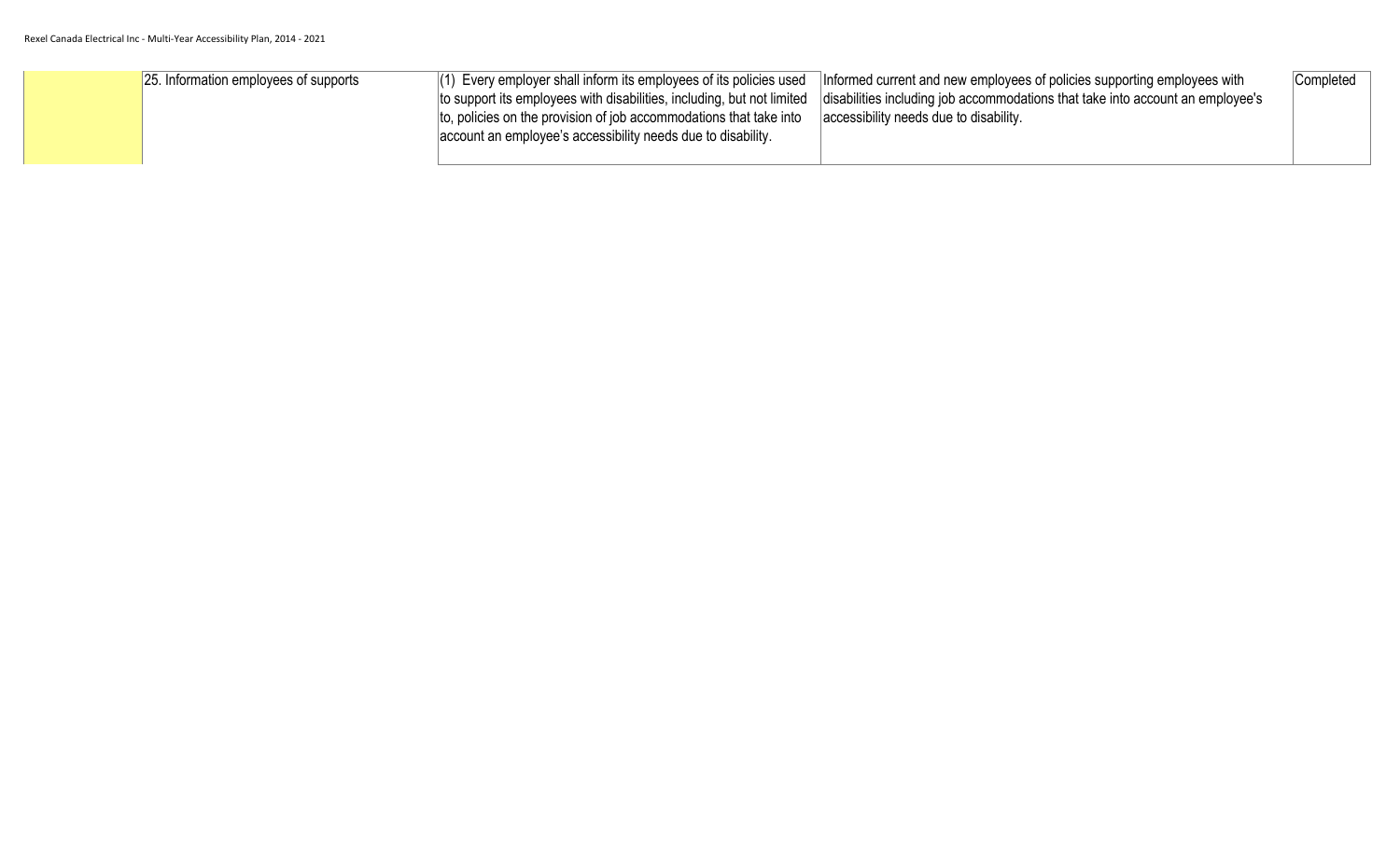|  | 25. Information employees of supports | (1) Every employer shall inform its employees of its policies used to support its employees with disabilities, including, but not limited to, policies on the provision of job accommodations that take into account an employee's accessibility needs due to disability. | Informed current and new employees of policies supporting employees with disabilities including job accommodations that take into account an employee's accessibility needs due to disability. | Completed |
|---|---|---|---|---|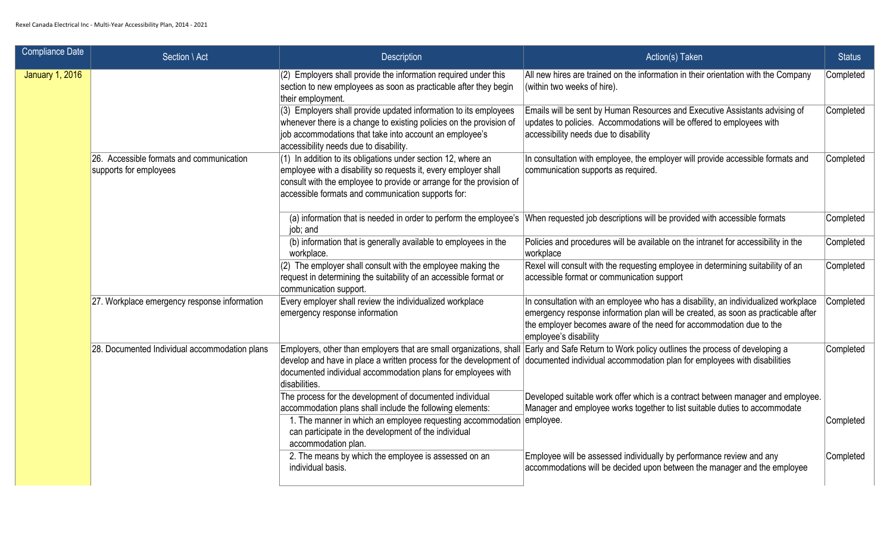| Compliance Date | Section \ Act | Description | Action(s) Taken | Status |
|---|---|---|---|---|
| January 1, 2016 | | (2) Employers shall provide the information required under this section to new employees as soon as practicable after they begin their employment. | All new hires are trained on the information in their orientation with the Company (within two weeks of hire). | Completed |
| | | (3) Employers shall provide updated information to its employees whenever there is a change to existing policies on the provision of job accommodations that take into account an employee's accessibility needs due to disability. | Emails will be sent by Human Resources and Executive Assistants advising of updates to policies. Accommodations will be offered to employees with accessibility needs due to disability | Completed |
| | 26. Accessible formats and communication supports for employees | (1) In addition to its obligations under section 12, where an employee with a disability so requests it, every employer shall consult with the employee to provide or arrange for the provision of accessible formats and communication supports for: | In consultation with employee, the employer will provide accessible formats and communication supports as required. | Completed |
| | | (a) information that is needed in order to perform the employee's job; and | When requested job descriptions will be provided with accessible formats | Completed |
| | | (b) information that is generally available to employees in the workplace. | Policies and procedures will be available on the intranet for accessibility in the workplace | Completed |
| | | (2) The employer shall consult with the employee making the request in determining the suitability of an accessible format or communication support. | Rexel will consult with the requesting employee in determining suitability of an accessible format or communication support | Completed |
| | 27. Workplace emergency response information | Every employer shall review the individualized workplace emergency response information | In consultation with an employee who has a disability, an individualized workplace emergency response information plan will be created, as soon as practicable after the employer becomes aware of the need for accommodation due to the employee's disability | Completed |
| | 28. Documented Individual accommodation plans | Employers, other than employers that are small organizations, shall develop and have in place a written process for the development of documented individual accommodation plans for employees with disabilities. | Early and Safe Return to Work policy outlines the process of developing a documented individual accommodation plan for employees with disabilities | Completed |
| | | The process for the development of documented individual accommodation plans shall include the following elements: | Developed suitable work offer which is a contract between manager and employee. Manager and employee works together to list suitable duties to accommodate employee. | |
| | | 1. The manner in which an employee requesting accommodation can participate in the development of the individual accommodation plan. | | Completed |
| | | 2. The means by which the employee is assessed on an individual basis. | Employee will be assessed individually by performance review and any accommodations will be decided upon between the manager and the employee | Completed |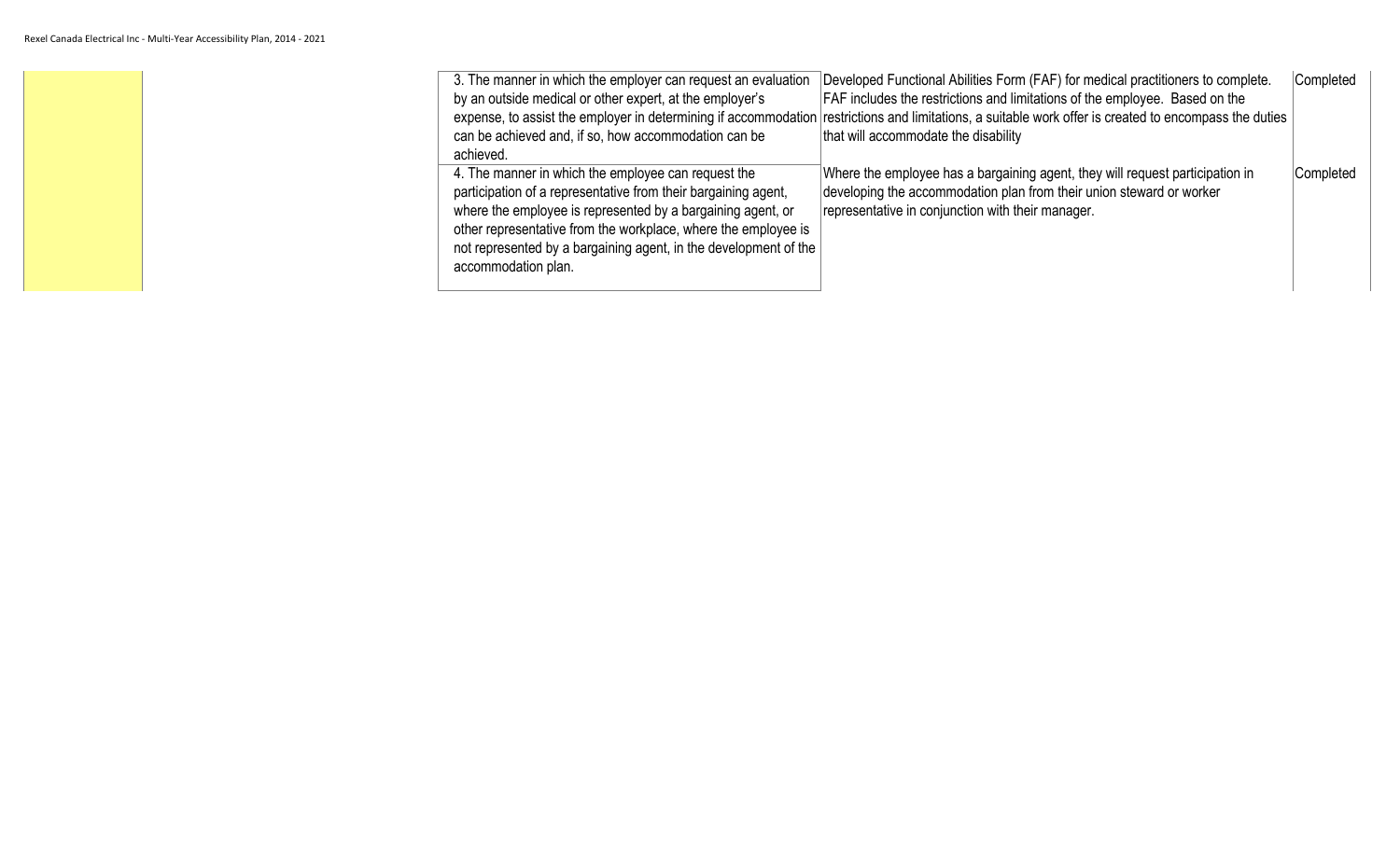| | | | | |
|---|---|---|---|---|
| | | 3. The manner in which the employer can request an evaluation by an outside medical or other expert, at the employer's expense, to assist the employer in determining if accommodation can be achieved and, if so, how accommodation can be achieved. | Developed Functional Abilities Form (FAF) for medical practitioners to complete. FAF includes the restrictions and limitations of the employee. Based on the restrictions and limitations, a suitable work offer is created to encompass the duties that will accommodate the disability | Completed |
| | | 4. The manner in which the employee can request the participation of a representative from their bargaining agent, where the employee is represented by a bargaining agent, or other representative from the workplace, where the employee is not represented by a bargaining agent, in the development of the accommodation plan. | Where the employee has a bargaining agent, they will request participation in developing the accommodation plan from their union steward or worker representative in conjunction with their manager. | Completed |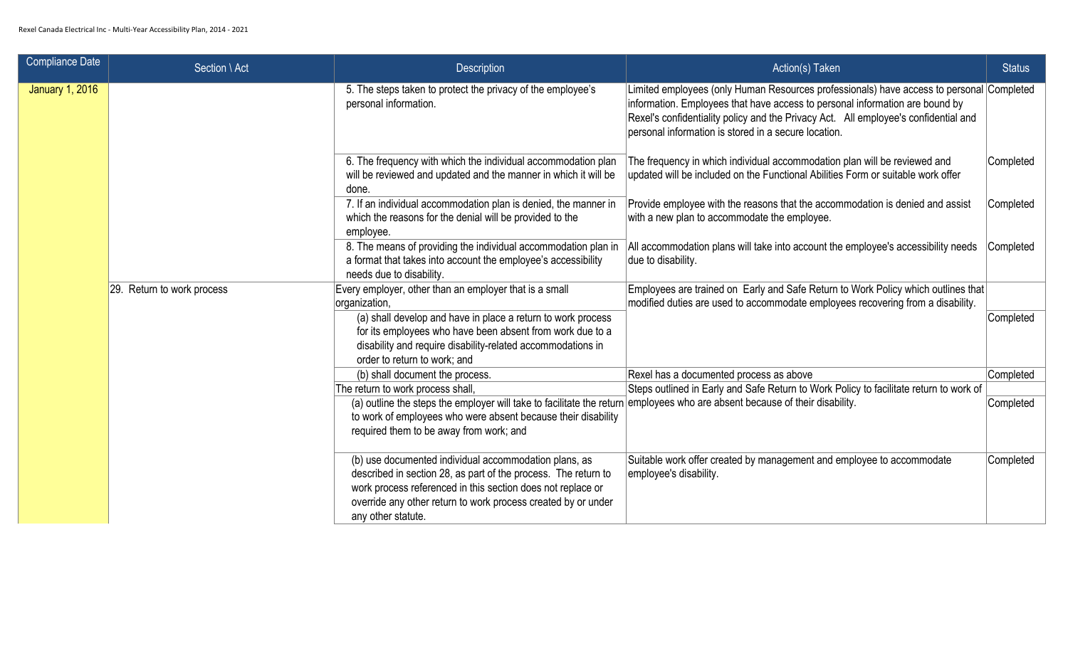| Compliance Date | Section \ Act | Description | Action(s) Taken | Status |
|---|---|---|---|---|
| January 1, 2016 | | 5. The steps taken to protect the privacy of the employee's personal information. | Limited employees (only Human Resources professionals) have access to personal information. Employees that have access to personal information are bound by Rexel's confidentiality policy and the Privacy Act. All employee's confidential and personal information is stored in a secure location. | Completed |
| | | 6. The frequency with which the individual accommodation plan will be reviewed and updated and the manner in which it will be done. | The frequency in which individual accommodation plan will be reviewed and updated will be included on the Functional Abilities Form or suitable work offer | Completed |
| | | 7. If an individual accommodation plan is denied, the manner in which the reasons for the denial will be provided to the employee. | Provide employee with the reasons that the accommodation is denied and assist with a new plan to accommodate the employee. | Completed |
| | | 8. The means of providing the individual accommodation plan in a format that takes into account the employee's accessibility needs due to disability. | All accommodation plans will take into account the employee's accessibility needs due to disability. | Completed |
| | 29. Return to work process | Every employer, other than an employer that is a small organization, | Employees are trained on Early and Safe Return to Work Policy which outlines that modified duties are used to accommodate employees recovering from a disability. | |
| | | (a) shall develop and have in place a return to work process for its employees who have been absent from work due to a disability and require disability-related accommodations in order to return to work; and | | Completed |
| | | (b) shall document the process. | Rexel has a documented process as above | Completed |
| | | The return to work process shall, | Steps outlined in Early and Safe Return to Work Policy to facilitate return to work of employees who are absent because of their disability. | |
| | | (a) outline the steps the employer will take to facilitate the return to work of employees who were absent because their disability required them to be away from work; and | | Completed |
| | | (b) use documented individual accommodation plans, as described in section 28, as part of the process. The return to work process referenced in this section does not replace or override any other return to work process created by or under any other statute. | Suitable work offer created by management and employee to accommodate employee's disability. | Completed |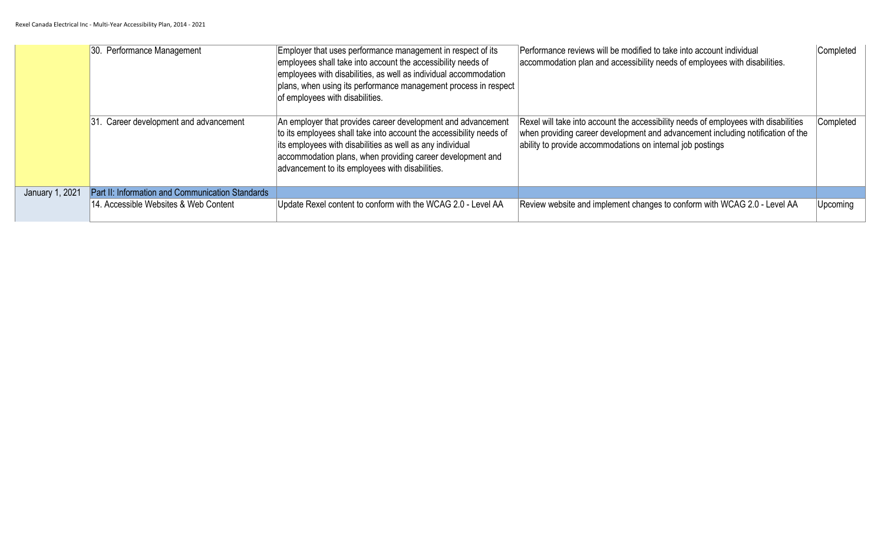| | | | | |
|---|---|---|---|---|
| | 30. Performance Management | Employer that uses performance management in respect of its employees shall take into account the accessibility needs of employees with disabilities, as well as individual accommodation plans, when using its performance management process in respect of employees with disabilities. | Performance reviews will be modified to take into account individual accommodation plan and accessibility needs of employees with disabilities. | Completed |
| | 31. Career development and advancement | An employer that provides career development and advancement to its employees shall take into account the accessibility needs of its employees with disabilities as well as any individual accommodation plans, when providing career development and advancement to its employees with disabilities. | Rexel will take into account the accessibility needs of employees with disabilities when providing career development and advancement including notification of the ability to provide accommodations on internal job postings | Completed |
| January 1, 2021 | Part II: Information and Communication Standards | | | |
| | 14. Accessible Websites & Web Content | Update Rexel content to conform with the WCAG 2.0 - Level AA | Review website and implement changes to conform with WCAG 2.0 - Level AA | Upcoming |